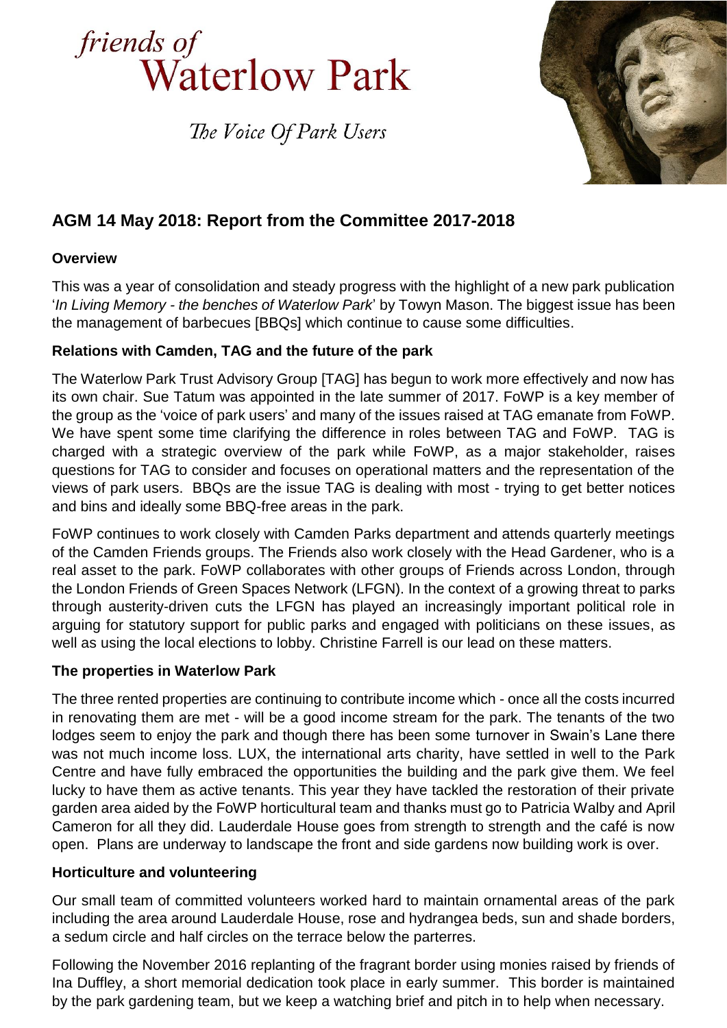# *friends of* Waterlow Park

*The Voice Of Park Users*

## AGM 14 May 2018: Report from the Committee 2017-2018

### Overview

This was a year of consolidation and steady progress with the highlight of a new park publication '*In Living Memory - the benches of Waterlow Park*' by Towyn Mason. The biggest issue has been the management of barbecues [BBQs] which continue to cause some difficulties.

### Relations with Camden, TAG and the future of the park

The Waterlow Park Trust Advisory Group [TAG] has begun to work more effectively and now has its own chair. Sue Tatum was appointed in the late summer of 2017. FoWP is a key member of the group as the 'voice of park users' and many of the issues raised at TAG emanate from FoWP. We have spent some time clarifying the difference in roles between TAG and FoWP. TAG is charged with a strategic overview of the park while FoWP, as a major stakeholder, raises questions for TAG to consider and focuses on operational matters and the representation of the views of park users. BBQs are the issue TAG is dealing with most - trying to get better notices and bins and ideally some BBQ-free areas in the park.

FoWP continues to work closely with Camden Parks department and attends quarterly meetings of the Camden Friends groups. The Friends also work closely with the Head Gardener, who is a real asset to the park. FoWP collaborates with other groups of Friends across London, through the London Friends of Green Spaces Network (LFGN). In the context of a growing threat to parks through austerity-driven cuts the LFGN has played an increasingly important political role in arguing for statutory support for public parks and engaged with politicians on these issues, as well as using the local elections to lobby. Christine Farrell is our lead on these matters.

### The properties in Waterlow Park

The three rented properties are continuing to contribute income which - once all the costs incurred in renovating them are met - will be a good income stream for the park. The tenants of the two lodges seem to enjoy the park and though there has been some turnover in Swain's Lane there was not much income loss. LUX, the international arts charity, have settled in well to the Park Centre and have fully embraced the opportunities the building and the park give them. We feel lucky to have them as active tenants. This year they have tackled the restoration of their private garden area aided by the FoWP horticultural team and thanks must go to Patricia Walby and April Cameron for all they did. Lauderdale House goes from strength to strength and the café is now open. Plans are underway to landscape the front and side gardens now building work is over.

### Horticulture and volunteering

Our small team of committed volunteers worked hard to maintain ornamental areas of the park including the area around Lauderdale House, rose and hydrangea beds, sun and shade borders, a sedum circle and half circles on the terrace below the parterres.

Following the November 2016 replanting of the fragrant border using monies raised by friends of Ina Duffley, a short memorial dedication took place in early summer. This border is maintained by the park gardening team, but we keep a watching brief and pitch in to help when necessary.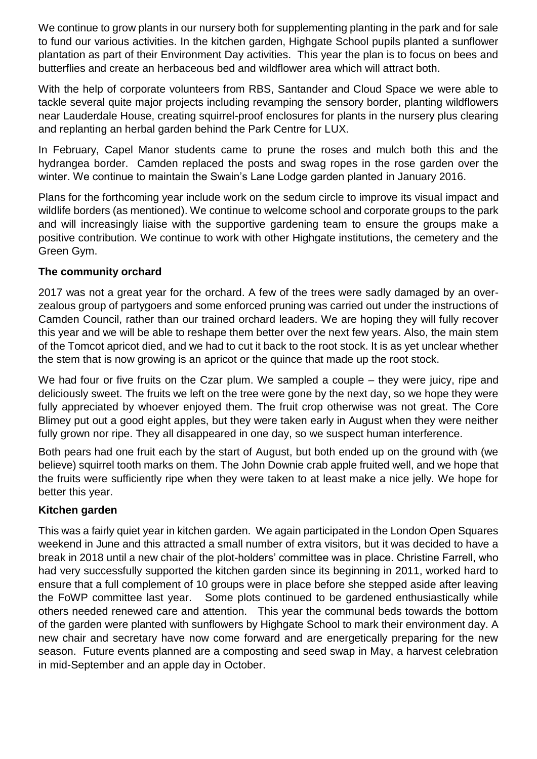We continue to grow plants in our nursery both for supplementing planting in the park and for sale to fund our various activities. In the kitchen garden, Highgate School pupils planted a sunflower plantation as part of their Environment Day activities. This year the plan is to focus on bees and butterflies and create an herbaceous bed and wildflower area which will attract both.

With the help of corporate volunteers from RBS, Santander and Cloud Space we were able to tackle several quite major projects including revamping the sensory border, planting wildflowers near Lauderdale House, creating squirrel-proof enclosures for plants in the nursery plus clearing and replanting an herbal garden behind the Park Centre for LUX.

In February, Capel Manor students came to prune the roses and mulch both this and the hydrangea border. Camden replaced the posts and swag ropes in the rose garden over the winter. We continue to maintain the Swain's Lane Lodge garden planted in January 2016.

Plans for the forthcoming year include work on the sedum circle to improve its visual impact and wildlife borders (as mentioned). We continue to welcome school and corporate groups to the park and will increasingly liaise with the supportive gardening team to ensure the groups make a positive contribution. We continue to work with other Highgate institutions, the cemetery and the Green Gym.

**The community orchard**

2017 was not a great year for the orchard. A few of the trees were sadly damaged by an over-zealous group of partygoers and some enforced pruning was carried out under the instructions of Camden Council, rather than our trained orchard leaders. We are hoping they will fully recover this year and we will be able to reshape them better over the next few years. Also, the main stem of the Tomcot apricot died, and we had to cut it back to the root stock. It is as yet unclear whether the stem that is now growing is an apricot or the quince that made up the root stock.

We had four or five fruits on the Czar plum. We sampled a couple – they were juicy, ripe and deliciously sweet. The fruits we left on the tree were gone by the next day, so we hope they were fully appreciated by whoever enjoyed them. The fruit crop otherwise was not great. The Core Blimey put out a good eight apples, but they were taken early in August when they were neither fully grown nor ripe. They all disappeared in one day, so we suspect human interference.

Both pears had one fruit each by the start of August, but both ended up on the ground with (we believe) squirrel tooth marks on them. The John Downie crab apple fruited well, and we hope that the fruits were sufficiently ripe when they were taken to at least make a nice jelly. We hope for better this year.

**Kitchen garden**

This was a fairly quiet year in kitchen garden. We again participated in the London Open Squares weekend in June and this attracted a small number of extra visitors, but it was decided to have a break in 2018 until a new chair of the plot-holders' committee was in place. Christine Farrell, who had very successfully supported the kitchen garden since its beginning in 2011, worked hard to ensure that a full complement of 10 groups were in place before she stepped aside after leaving the FoWP committee last year. Some plots continued to be gardened enthusiastically while others needed renewed care and attention. This year the communal beds towards the bottom of the garden were planted with sunflowers by Highgate School to mark their environment day. A new chair and secretary have now come forward and are energetically preparing for the new season. Future events planned are a composting and seed swap in May, a harvest celebration in mid-September and an apple day in October.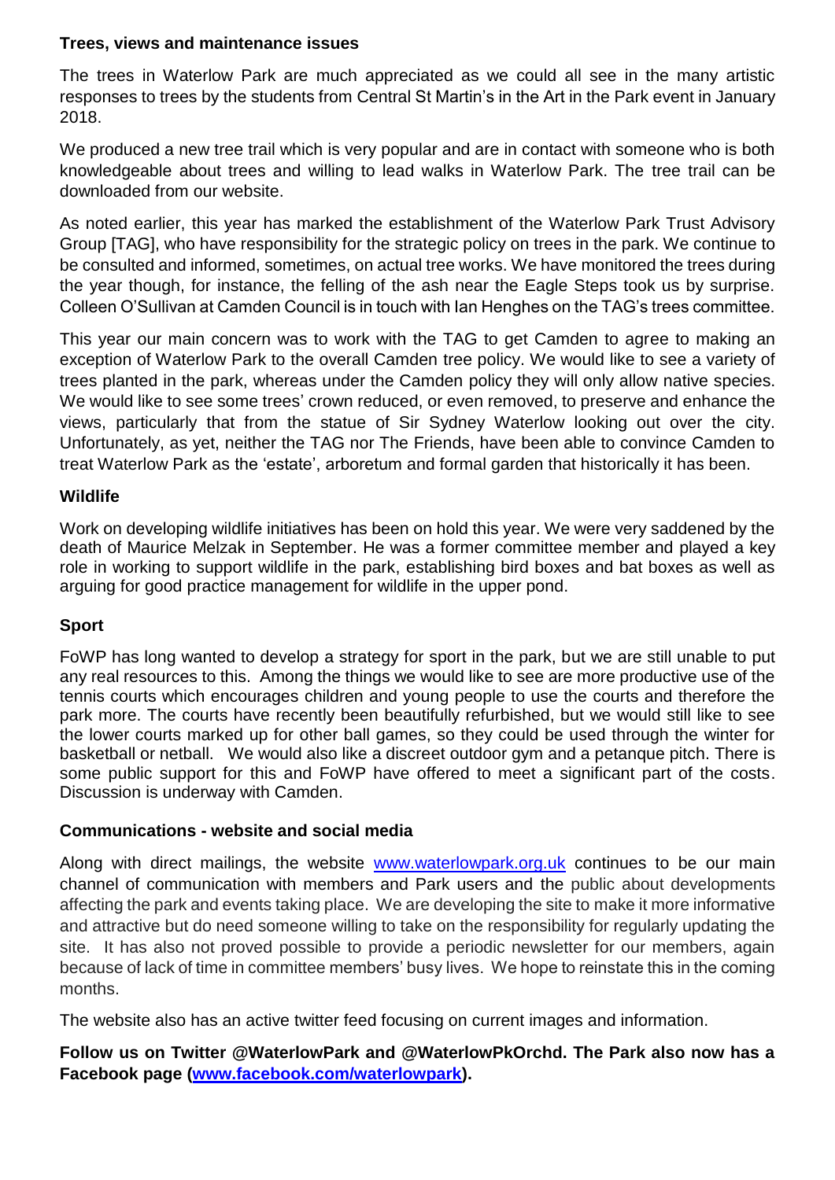**Trees, views and maintenance issues**

The trees in Waterlow Park are much appreciated as we could all see in the many artistic responses to trees by the students from Central St Martin's in the Art in the Park event in January 2018.

We produced a new tree trail which is very popular and are in contact with someone who is both knowledgeable about trees and willing to lead walks in Waterlow Park. The tree trail can be downloaded from our website.

As noted earlier, this year has marked the establishment of the Waterlow Park Trust Advisory Group [TAG], who have responsibility for the strategic policy on trees in the park. We continue to be consulted and informed, sometimes, on actual tree works. We have monitored the trees during the year though, for instance, the felling of the ash near the Eagle Steps took us by surprise. Colleen O'Sullivan at Camden Council is in touch with Ian Henghes on the TAG's trees committee.

This year our main concern was to work with the TAG to get Camden to agree to making an exception of Waterlow Park to the overall Camden tree policy. We would like to see a variety of trees planted in the park, whereas under the Camden policy they will only allow native species. We would like to see some trees' crown reduced, or even removed, to preserve and enhance the views, particularly that from the statue of Sir Sydney Waterlow looking out over the city. Unfortunately, as yet, neither the TAG nor The Friends, have been able to convince Camden to treat Waterlow Park as the 'estate', arboretum and formal garden that historically it has been.

**Wildlife**

Work on developing wildlife initiatives has been on hold this year. We were very saddened by the death of Maurice Melzak in September. He was a former committee member and played a key role in working to support wildlife in the park, establishing bird boxes and bat boxes as well as arguing for good practice management for wildlife in the upper pond.

**Sport**

FoWP has long wanted to develop a strategy for sport in the park, but we are still unable to put any real resources to this. Among the things we would like to see are more productive use of the tennis courts which encourages children and young people to use the courts and therefore the park more. The courts have recently been beautifully refurbished, but we would still like to see the lower courts marked up for other ball games, so they could be used through the winter for basketball or netball. We would also like a discreet outdoor gym and a petanque pitch. There is some public support for this and FoWP have offered to meet a significant part of the costs. Discussion is underway with Camden.

**Communications - website and social media**

Along with direct mailings, the website www.waterlowpark.org.uk continues to be our main channel of communication with members and Park users and the public about developments affecting the park and events taking place. We are developing the site to make it more informative and attractive but do need someone willing to take on the responsibility for regularly updating the site. It has also not proved possible to provide a periodic newsletter for our members, again because of lack of time in committee members' busy lives. We hope to reinstate this in the coming months.

The website also has an active twitter feed focusing on current images and information.

**Follow us on Twitter @WaterlowPark and @WaterlowPkOrchd. The Park also now has a Facebook page (www.facebook.com/waterlowpark).**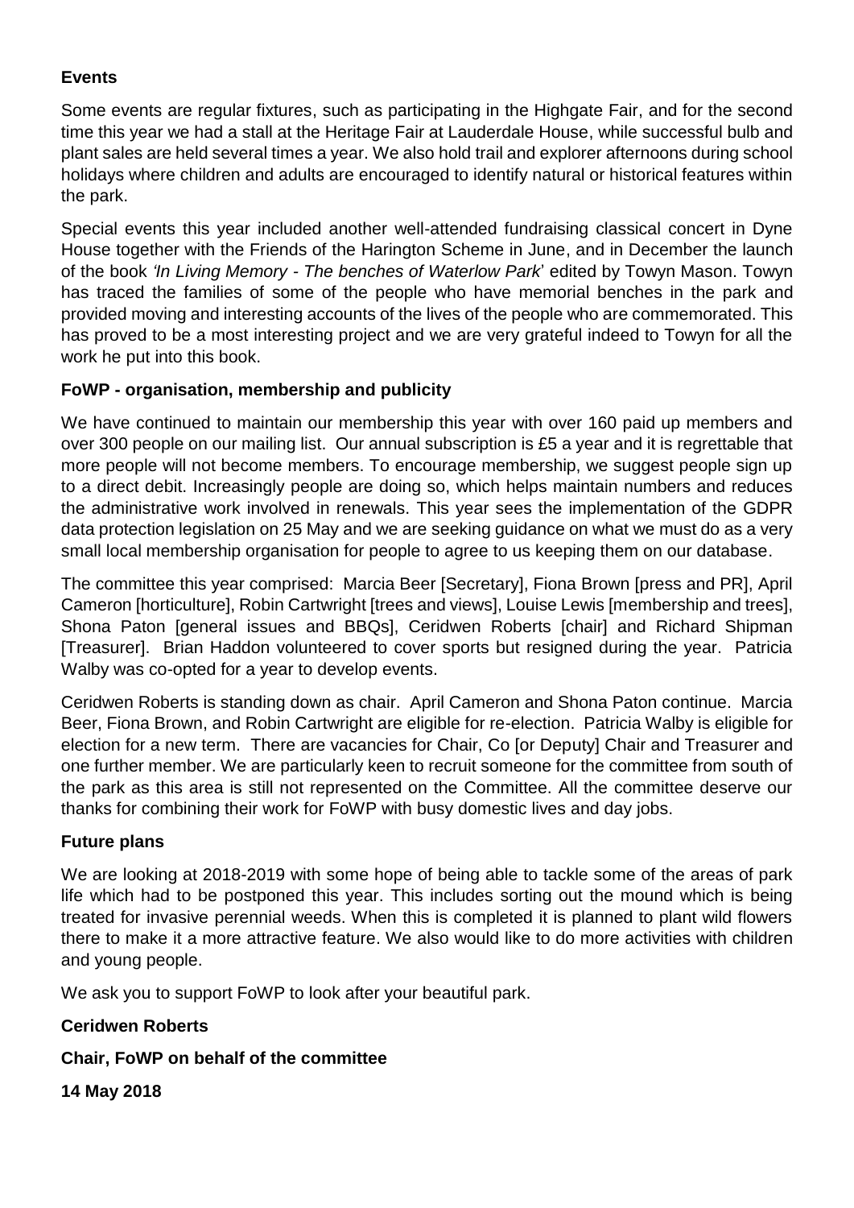## Events

Some events are regular fixtures, such as participating in the Highgate Fair, and for the second time this year we had a stall at the Heritage Fair at Lauderdale House, while successful bulb and plant sales are held several times a year. We also hold trail and explorer afternoons during school holidays where children and adults are encouraged to identify natural or historical features within the park.

Special events this year included another well-attended fundraising classical concert in Dyne House together with the Friends of the Harington Scheme in June, and in December the launch of the book *'In Living Memory - The benches of Waterlow Park*' edited by Towyn Mason. Towyn has traced the families of some of the people who have memorial benches in the park and provided moving and interesting accounts of the lives of the people who are commemorated. This has proved to be a most interesting project and we are very grateful indeed to Towyn for all the work he put into this book.

## FoWP - organisation, membership and publicity

We have continued to maintain our membership this year with over 160 paid up members and over 300 people on our mailing list. Our annual subscription is £5 a year and it is regrettable that more people will not become members. To encourage membership, we suggest people sign up to a direct debit. Increasingly people are doing so, which helps maintain numbers and reduces the administrative work involved in renewals. This year sees the implementation of the GDPR data protection legislation on 25 May and we are seeking guidance on what we must do as a very small local membership organisation for people to agree to us keeping them on our database.

The committee this year comprised: Marcia Beer [Secretary], Fiona Brown [press and PR], April Cameron [horticulture], Robin Cartwright [trees and views], Louise Lewis [membership and trees], Shona Paton [general issues and BBQs], Ceridwen Roberts [chair] and Richard Shipman [Treasurer]. Brian Haddon volunteered to cover sports but resigned during the year. Patricia Walby was co-opted for a year to develop events.

Ceridwen Roberts is standing down as chair. April Cameron and Shona Paton continue. Marcia Beer, Fiona Brown, and Robin Cartwright are eligible for re-election. Patricia Walby is eligible for election for a new term. There are vacancies for Chair, Co [or Deputy] Chair and Treasurer and one further member. We are particularly keen to recruit someone for the committee from south of the park as this area is still not represented on the Committee. All the committee deserve our thanks for combining their work for FoWP with busy domestic lives and day jobs.

## Future plans

We are looking at 2018-2019 with some hope of being able to tackle some of the areas of park life which had to be postponed this year. This includes sorting out the mound which is being treated for invasive perennial weeds. When this is completed it is planned to plant wild flowers there to make it a more attractive feature. We also would like to do more activities with children and young people.

We ask you to support FoWP to look after your beautiful park.

**Ceridwen Roberts**

**Chair, FoWP on behalf of the committee**

**14 May 2018**